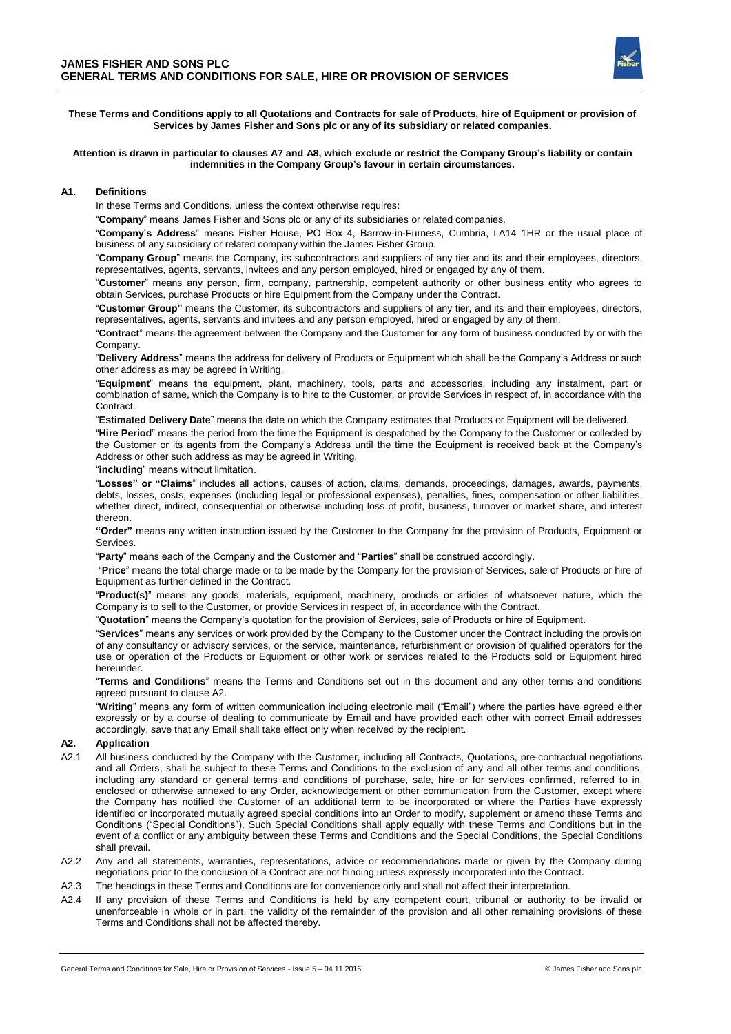# JAMES FISHER AND SONS PLC
# GENERAL TERMS AND CONDITIONS FOR SALE, HIRE OR PROVISION OF SERVICES

**These Terms and Conditions apply to all Quotations and Contracts for sale of Products, hire of Equipment or provision of Services by James Fisher and Sons plc or any of its subsidiary or related companies.**

**Attention is drawn in particular to clauses A7 and A8, which exclude or restrict the Company Group's liability or contain indemnities in the Company Group's favour in certain circumstances.**

## A1. Definitions

In these Terms and Conditions, unless the context otherwise requires:

"**Company**" means James Fisher and Sons plc or any of its subsidiaries or related companies.

"**Company's Address**" means Fisher House, PO Box 4, Barrow-in-Furness, Cumbria, LA14 1HR or the usual place of business of any subsidiary or related company within the James Fisher Group.

"**Company Group**" means the Company, its subcontractors and suppliers of any tier and its and their employees, directors, representatives, agents, servants, invitees and any person employed, hired or engaged by any of them.

"**Customer**" means any person, firm, company, partnership, competent authority or other business entity who agrees to obtain Services, purchase Products or hire Equipment from the Company under the Contract.

"**Customer Group"** means the Customer, its subcontractors and suppliers of any tier, and its and their employees, directors, representatives, agents, servants and invitees and any person employed, hired or engaged by any of them.

"**Contract**" means the agreement between the Company and the Customer for any form of business conducted by or with the Company.

"**Delivery Address**" means the address for delivery of Products or Equipment which shall be the Company's Address or such other address as may be agreed in Writing.

"**Equipment**" means the equipment, plant, machinery, tools, parts and accessories, including any instalment, part or combination of same, which the Company is to hire to the Customer, or provide Services in respect of, in accordance with the Contract.

"**Estimated Delivery Date**" means the date on which the Company estimates that Products or Equipment will be delivered.

"**Hire Period**" means the period from the time the Equipment is despatched by the Company to the Customer or collected by the Customer or its agents from the Company's Address until the time the Equipment is received back at the Company's Address or other such address as may be agreed in Writing.

"**including**" means without limitation.

"**Losses" or "Claims**" includes all actions, causes of action, claims, demands, proceedings, damages, awards, payments, debts, losses, costs, expenses (including legal or professional expenses), penalties, fines, compensation or other liabilities, whether direct, indirect, consequential or otherwise including loss of profit, business, turnover or market share, and interest thereon.

**"Order"** means any written instruction issued by the Customer to the Company for the provision of Products, Equipment or Services.

"**Party**" means each of the Company and the Customer and "**Parties**" shall be construed accordingly.

"**Price**" means the total charge made or to be made by the Company for the provision of Services, sale of Products or hire of Equipment as further defined in the Contract.

"**Product(s)**" means any goods, materials, equipment, machinery, products or articles of whatsoever nature, which the Company is to sell to the Customer, or provide Services in respect of, in accordance with the Contract.

"**Quotation**" means the Company's quotation for the provision of Services, sale of Products or hire of Equipment.

"**Services**" means any services or work provided by the Company to the Customer under the Contract including the provision of any consultancy or advisory services, or the service, maintenance, refurbishment or provision of qualified operators for the use or operation of the Products or Equipment or other work or services related to the Products sold or Equipment hired hereunder.

"**Terms and Conditions**" means the Terms and Conditions set out in this document and any other terms and conditions agreed pursuant to clause A2.

"**Writing**" means any form of written communication including electronic mail ("Email") where the parties have agreed either expressly or by a course of dealing to communicate by Email and have provided each other with correct Email addresses accordingly, save that any Email shall take effect only when received by the recipient.

## A2. Application

A2.1 All business conducted by the Company with the Customer, including all Contracts, Quotations, pre-contractual negotiations and all Orders, shall be subject to these Terms and Conditions to the exclusion of any and all other terms and conditions, including any standard or general terms and conditions of purchase, sale, hire or for services confirmed, referred to in, enclosed or otherwise annexed to any Order, acknowledgement or other communication from the Customer, except where the Company has notified the Customer of an additional term to be incorporated or where the Parties have expressly identified or incorporated mutually agreed special conditions into an Order to modify, supplement or amend these Terms and Conditions ("Special Conditions"). Such Special Conditions shall apply equally with these Terms and Conditions but in the event of a conflict or any ambiguity between these Terms and Conditions and the Special Conditions, the Special Conditions shall prevail.

A2.2 Any and all statements, warranties, representations, advice or recommendations made or given by the Company during negotiations prior to the conclusion of a Contract are not binding unless expressly incorporated into the Contract.

A2.3 The headings in these Terms and Conditions are for convenience only and shall not affect their interpretation.

A2.4 If any provision of these Terms and Conditions is held by any competent court, tribunal or authority to be invalid or unenforceable in whole or in part, the validity of the remainder of the provision and all other remaining provisions of these Terms and Conditions shall not be affected thereby.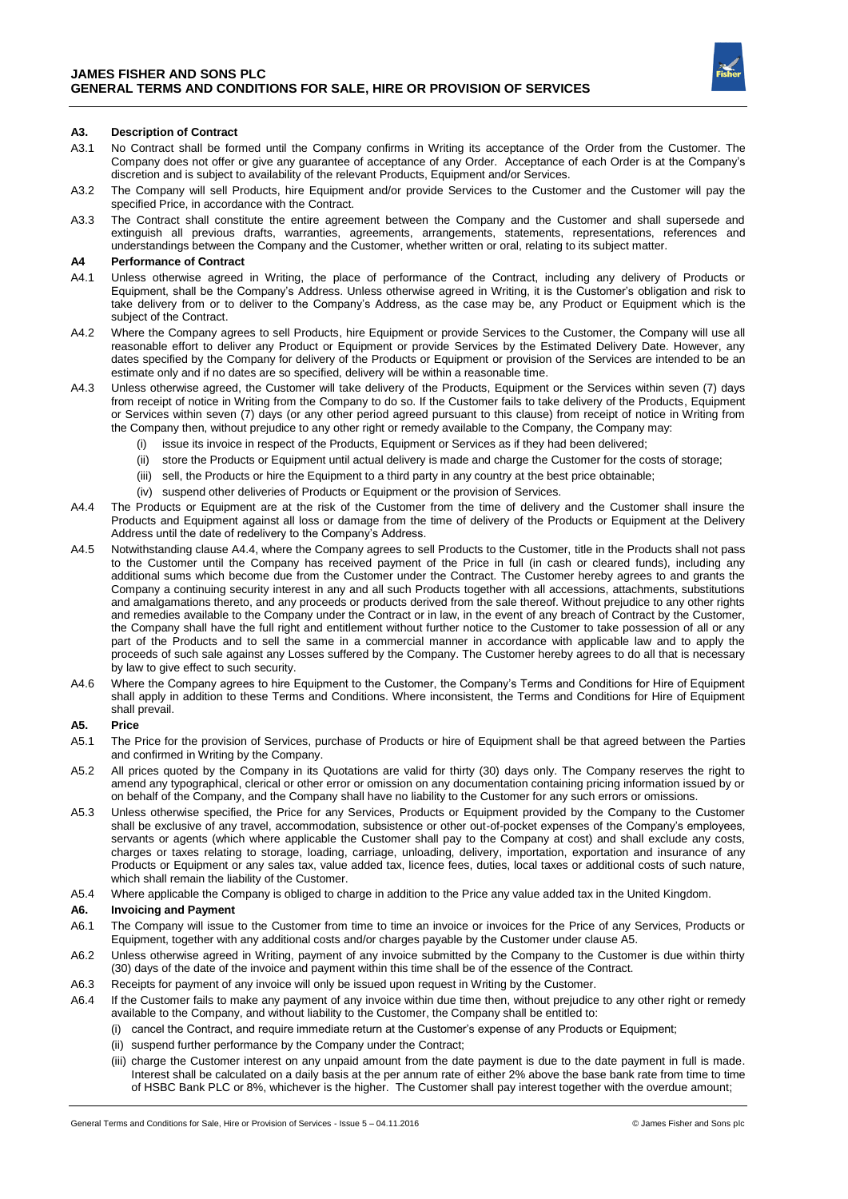### A3. Description of Contract

A3.1 No Contract shall be formed until the Company confirms in Writing its acceptance of the Order from the Customer. The Company does not offer or give any guarantee of acceptance of any Order. Acceptance of each Order is at the Company's discretion and is subject to availability of the relevant Products, Equipment and/or Services.

A3.2 The Company will sell Products, hire Equipment and/or provide Services to the Customer and the Customer will pay the specified Price, in accordance with the Contract.

A3.3 The Contract shall constitute the entire agreement between the Company and the Customer and shall supersede and extinguish all previous drafts, warranties, agreements, arrangements, statements, representations, references and understandings between the Company and the Customer, whether written or oral, relating to its subject matter.

### A4 Performance of Contract

A4.1 Unless otherwise agreed in Writing, the place of performance of the Contract, including any delivery of Products or Equipment, shall be the Company's Address. Unless otherwise agreed in Writing, it is the Customer's obligation and risk to take delivery from or to deliver to the Company's Address, as the case may be, any Product or Equipment which is the subject of the Contract.

A4.2 Where the Company agrees to sell Products, hire Equipment or provide Services to the Customer, the Company will use all reasonable effort to deliver any Product or Equipment or provide Services by the Estimated Delivery Date. However, any dates specified by the Company for delivery of the Products or Equipment or provision of the Services are intended to be an estimate only and if no dates are so specified, delivery will be within a reasonable time.

A4.3 Unless otherwise agreed, the Customer will take delivery of the Products, Equipment or the Services within seven (7) days from receipt of notice in Writing from the Company to do so. If the Customer fails to take delivery of the Products, Equipment or Services within seven (7) days (or any other period agreed pursuant to this clause) from receipt of notice in Writing from the Company then, without prejudice to any other right or remedy available to the Company, the Company may:

(i) issue its invoice in respect of the Products, Equipment or Services as if they had been delivered;

(ii) store the Products or Equipment until actual delivery is made and charge the Customer for the costs of storage;

(iii) sell, the Products or hire the Equipment to a third party in any country at the best price obtainable;

(iv) suspend other deliveries of Products or Equipment or the provision of Services.

A4.4 The Products or Equipment are at the risk of the Customer from the time of delivery and the Customer shall insure the Products and Equipment against all loss or damage from the time of delivery of the Products or Equipment at the Delivery Address until the date of redelivery to the Company's Address.

A4.5 Notwithstanding clause A4.4, where the Company agrees to sell Products to the Customer, title in the Products shall not pass to the Customer until the Company has received payment of the Price in full (in cash or cleared funds), including any additional sums which become due from the Customer under the Contract. The Customer hereby agrees to and grants the Company a continuing security interest in any and all such Products together with all accessions, attachments, substitutions and amalgamations thereto, and any proceeds or products derived from the sale thereof. Without prejudice to any other rights and remedies available to the Company under the Contract or in law, in the event of any breach of Contract by the Customer, the Company shall have the full right and entitlement without further notice to the Customer to take possession of all or any part of the Products and to sell the same in a commercial manner in accordance with applicable law and to apply the proceeds of such sale against any Losses suffered by the Company. The Customer hereby agrees to do all that is necessary by law to give effect to such security.

A4.6 Where the Company agrees to hire Equipment to the Customer, the Company's Terms and Conditions for Hire of Equipment shall apply in addition to these Terms and Conditions. Where inconsistent, the Terms and Conditions for Hire of Equipment shall prevail.

### A5. Price

A5.1 The Price for the provision of Services, purchase of Products or hire of Equipment shall be that agreed between the Parties and confirmed in Writing by the Company.

A5.2 All prices quoted by the Company in its Quotations are valid for thirty (30) days only. The Company reserves the right to amend any typographical, clerical or other error or omission on any documentation containing pricing information issued by or on behalf of the Company, and the Company shall have no liability to the Customer for any such errors or omissions.

A5.3 Unless otherwise specified, the Price for any Services, Products or Equipment provided by the Company to the Customer shall be exclusive of any travel, accommodation, subsistence or other out-of-pocket expenses of the Company's employees, servants or agents (which where applicable the Customer shall pay to the Company at cost) and shall exclude any costs, charges or taxes relating to storage, loading, carriage, unloading, delivery, importation, exportation and insurance of any Products or Equipment or any sales tax, value added tax, licence fees, duties, local taxes or additional costs of such nature, which shall remain the liability of the Customer.

A5.4 Where applicable the Company is obliged to charge in addition to the Price any value added tax in the United Kingdom.

### A6. Invoicing and Payment

A6.1 The Company will issue to the Customer from time to time an invoice or invoices for the Price of any Services, Products or Equipment, together with any additional costs and/or charges payable by the Customer under clause A5.

A6.2 Unless otherwise agreed in Writing, payment of any invoice submitted by the Company to the Customer is due within thirty (30) days of the date of the invoice and payment within this time shall be of the essence of the Contract.

A6.3 Receipts for payment of any invoice will only be issued upon request in Writing by the Customer.

A6.4 If the Customer fails to make any payment of any invoice within due time then, without prejudice to any other right or remedy available to the Company, and without liability to the Customer, the Company shall be entitled to:

(i) cancel the Contract, and require immediate return at the Customer's expense of any Products or Equipment;

(ii) suspend further performance by the Company under the Contract;

(iii) charge the Customer interest on any unpaid amount from the date payment is due to the date payment in full is made. Interest shall be calculated on a daily basis at the per annum rate of either 2% above the base bank rate from time to time of HSBC Bank PLC or 8%, whichever is the higher. The Customer shall pay interest together with the overdue amount;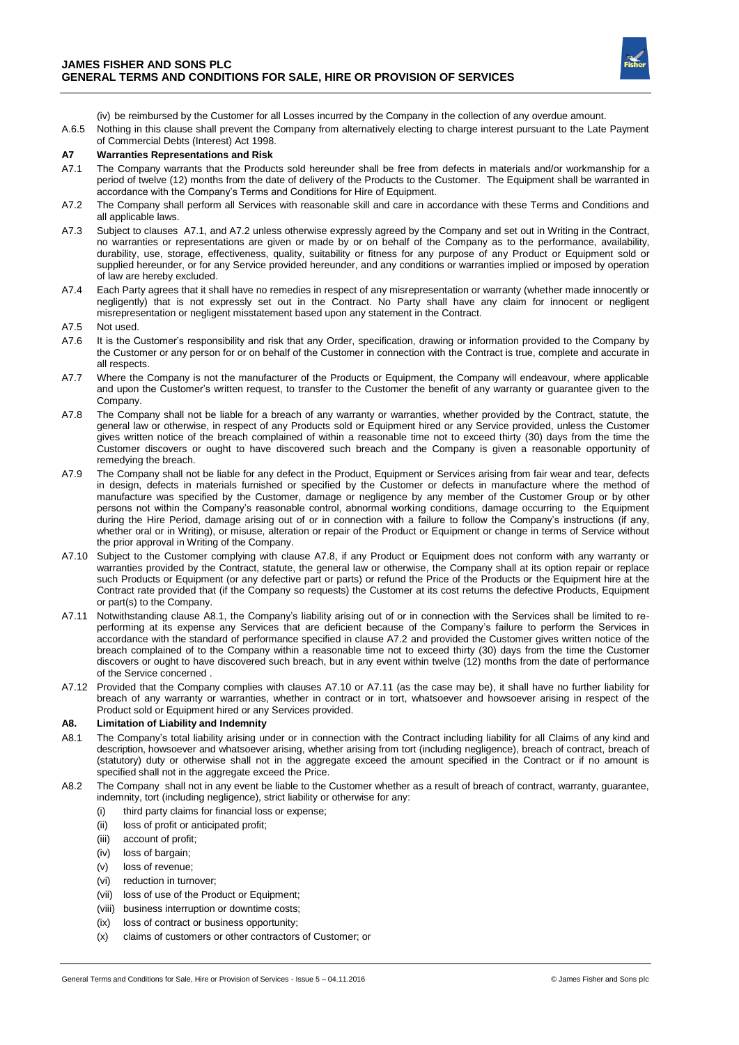(iv) be reimbursed by the Customer for all Losses incurred by the Company in the collection of any overdue amount.

A.6.5 Nothing in this clause shall prevent the Company from alternatively electing to charge interest pursuant to the Late Payment of Commercial Debts (Interest) Act 1998.

**A7 Warranties Representations and Risk**

A7.1 The Company warrants that the Products sold hereunder shall be free from defects in materials and/or workmanship for a period of twelve (12) months from the date of delivery of the Products to the Customer. The Equipment shall be warranted in accordance with the Company's Terms and Conditions for Hire of Equipment.

A7.2 The Company shall perform all Services with reasonable skill and care in accordance with these Terms and Conditions and all applicable laws.

A7.3 Subject to clauses A7.1, and A7.2 unless otherwise expressly agreed by the Company and set out in Writing in the Contract, no warranties or representations are given or made by or on behalf of the Company as to the performance, availability, durability, use, storage, effectiveness, quality, suitability or fitness for any purpose of any Product or Equipment sold or supplied hereunder, or for any Service provided hereunder, and any conditions or warranties implied or imposed by operation of law are hereby excluded.

A7.4 Each Party agrees that it shall have no remedies in respect of any misrepresentation or warranty (whether made innocently or negligently) that is not expressly set out in the Contract. No Party shall have any claim for innocent or negligent misrepresentation or negligent misstatement based upon any statement in the Contract.

A7.5 Not used.

A7.6 It is the Customer's responsibility and risk that any Order, specification, drawing or information provided to the Company by the Customer or any person for or on behalf of the Customer in connection with the Contract is true, complete and accurate in all respects.

A7.7 Where the Company is not the manufacturer of the Products or Equipment, the Company will endeavour, where applicable and upon the Customer's written request, to transfer to the Customer the benefit of any warranty or guarantee given to the Company.

A7.8 The Company shall not be liable for a breach of any warranty or warranties, whether provided by the Contract, statute, the general law or otherwise, in respect of any Products sold or Equipment hired or any Service provided, unless the Customer gives written notice of the breach complained of within a reasonable time not to exceed thirty (30) days from the time the Customer discovers or ought to have discovered such breach and the Company is given a reasonable opportunity of remedying the breach.

A7.9 The Company shall not be liable for any defect in the Product, Equipment or Services arising from fair wear and tear, defects in design, defects in materials furnished or specified by the Customer or defects in manufacture where the method of manufacture was specified by the Customer, damage or negligence by any member of the Customer Group or by other persons not within the Company's reasonable control, abnormal working conditions, damage occurring to the Equipment during the Hire Period, damage arising out of or in connection with a failure to follow the Company's instructions (if any, whether oral or in Writing), or misuse, alteration or repair of the Product or Equipment or change in terms of Service without the prior approval in Writing of the Company.

A7.10 Subject to the Customer complying with clause A7.8, if any Product or Equipment does not conform with any warranty or warranties provided by the Contract, statute, the general law or otherwise, the Company shall at its option repair or replace such Products or Equipment (or any defective part or parts) or refund the Price of the Products or the Equipment hire at the Contract rate provided that (if the Company so requests) the Customer at its cost returns the defective Products, Equipment or part(s) to the Company.

A7.11 Notwithstanding clause A8.1, the Company's liability arising out of or in connection with the Services shall be limited to re-performing at its expense any Services that are deficient because of the Company's failure to perform the Services in accordance with the standard of performance specified in clause A7.2 and provided the Customer gives written notice of the breach complained of to the Company within a reasonable time not to exceed thirty (30) days from the time the Customer discovers or ought to have discovered such breach, but in any event within twelve (12) months from the date of performance of the Service concerned .

A7.12 Provided that the Company complies with clauses A7.10 or A7.11 (as the case may be), it shall have no further liability for breach of any warranty or warranties, whether in contract or in tort, whatsoever and howsoever arising in respect of the Product sold or Equipment hired or any Services provided.

**A8. Limitation of Liability and Indemnity**

A8.1 The Company's total liability arising under or in connection with the Contract including liability for all Claims of any kind and description, howsoever and whatsoever arising, whether arising from tort (including negligence), breach of contract, breach of (statutory) duty or otherwise shall not in the aggregate exceed the amount specified in the Contract or if no amount is specified shall not in the aggregate exceed the Price.

A8.2 The Company shall not in any event be liable to the Customer whether as a result of breach of contract, warranty, guarantee, indemnity, tort (including negligence), strict liability or otherwise for any:

(i) third party claims for financial loss or expense;
(ii) loss of profit or anticipated profit;
(iii) account of profit;
(iv) loss of bargain;
(v) loss of revenue;
(vi) reduction in turnover;
(vii) loss of use of the Product or Equipment;
(viii) business interruption or downtime costs;
(ix) loss of contract or business opportunity;
(x) claims of customers or other contractors of Customer; or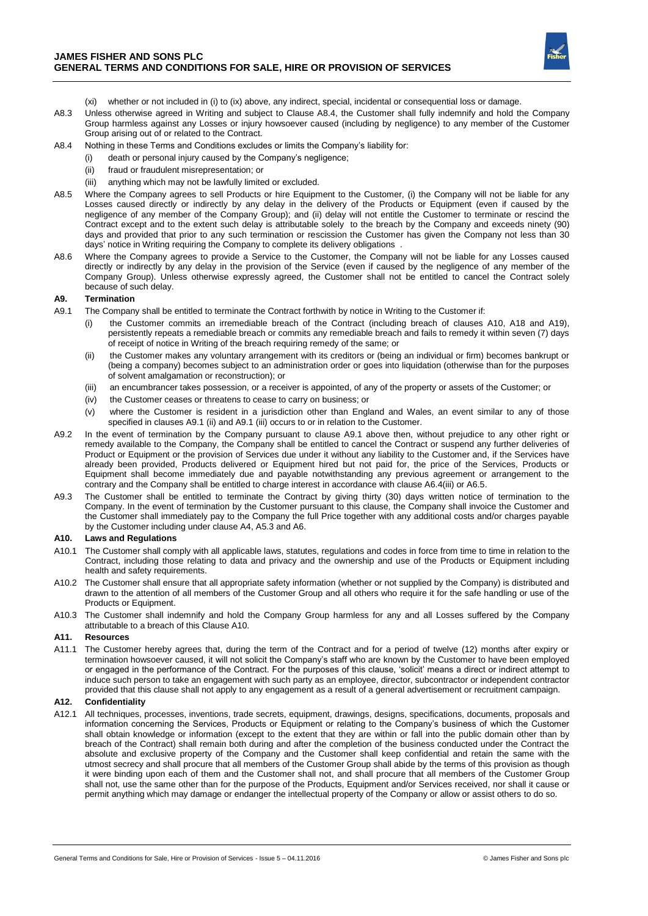(xi) whether or not included in (i) to (ix) above, any indirect, special, incidental or consequential loss or damage.

A8.3 Unless otherwise agreed in Writing and subject to Clause A8.4, the Customer shall fully indemnify and hold the Company Group harmless against any Losses or injury howsoever caused (including by negligence) to any member of the Customer Group arising out of or related to the Contract.

A8.4 Nothing in these Terms and Conditions excludes or limits the Company's liability for:

(i) death or personal injury caused by the Company's negligence;

(ii) fraud or fraudulent misrepresentation; or

(iii) anything which may not be lawfully limited or excluded.

A8.5 Where the Company agrees to sell Products or hire Equipment to the Customer, (i) the Company will not be liable for any Losses caused directly or indirectly by any delay in the delivery of the Products or Equipment (even if caused by the negligence of any member of the Company Group); and (ii) delay will not entitle the Customer to terminate or rescind the Contract except and to the extent such delay is attributable solely to the breach by the Company and exceeds ninety (90) days and provided that prior to any such termination or rescission the Customer has given the Company not less than 30 days' notice in Writing requiring the Company to complete its delivery obligations .

A8.6 Where the Company agrees to provide a Service to the Customer, the Company will not be liable for any Losses caused directly or indirectly by any delay in the provision of the Service (even if caused by the negligence of any member of the Company Group). Unless otherwise expressly agreed, the Customer shall not be entitled to cancel the Contract solely because of such delay.

### A9. Termination

A9.1 The Company shall be entitled to terminate the Contract forthwith by notice in Writing to the Customer if:

(i) the Customer commits an irremediable breach of the Contract (including breach of clauses A10, A18 and A19), persistently repeats a remediable breach or commits any remediable breach and fails to remedy it within seven (7) days of receipt of notice in Writing of the breach requiring remedy of the same; or

(ii) the Customer makes any voluntary arrangement with its creditors or (being an individual or firm) becomes bankrupt or (being a company) becomes subject to an administration order or goes into liquidation (otherwise than for the purposes of solvent amalgamation or reconstruction); or

(iii) an encumbrancer takes possession, or a receiver is appointed, of any of the property or assets of the Customer; or

(iv) the Customer ceases or threatens to cease to carry on business; or

(v) where the Customer is resident in a jurisdiction other than England and Wales, an event similar to any of those specified in clauses A9.1 (ii) and A9.1 (iii) occurs to or in relation to the Customer.

A9.2 In the event of termination by the Company pursuant to clause A9.1 above then, without prejudice to any other right or remedy available to the Company, the Company shall be entitled to cancel the Contract or suspend any further deliveries of Product or Equipment or the provision of Services due under it without any liability to the Customer and, if the Services have already been provided, Products delivered or Equipment hired but not paid for, the price of the Services, Products or Equipment shall become immediately due and payable notwithstanding any previous agreement or arrangement to the contrary and the Company shall be entitled to charge interest in accordance with clause A6.4(iii) or A6.5.

A9.3 The Customer shall be entitled to terminate the Contract by giving thirty (30) days written notice of termination to the Company. In the event of termination by the Customer pursuant to this clause, the Company shall invoice the Customer and the Customer shall immediately pay to the Company the full Price together with any additional costs and/or charges payable by the Customer including under clause A4, A5.3 and A6.

### A10. Laws and Regulations

A10.1 The Customer shall comply with all applicable laws, statutes, regulations and codes in force from time to time in relation to the Contract, including those relating to data and privacy and the ownership and use of the Products or Equipment including health and safety requirements.

A10.2 The Customer shall ensure that all appropriate safety information (whether or not supplied by the Company) is distributed and drawn to the attention of all members of the Customer Group and all others who require it for the safe handling or use of the Products or Equipment.

A10.3 The Customer shall indemnify and hold the Company Group harmless for any and all Losses suffered by the Company attributable to a breach of this Clause A10.

### A11. Resources

A11.1 The Customer hereby agrees that, during the term of the Contract and for a period of twelve (12) months after expiry or termination howsoever caused, it will not solicit the Company's staff who are known by the Customer to have been employed or engaged in the performance of the Contract. For the purposes of this clause, 'solicit' means a direct or indirect attempt to induce such person to take an engagement with such party as an employee, director, subcontractor or independent contractor provided that this clause shall not apply to any engagement as a result of a general advertisement or recruitment campaign.

### A12. Confidentiality

A12.1 All techniques, processes, inventions, trade secrets, equipment, drawings, designs, specifications, documents, proposals and information concerning the Services, Products or Equipment or relating to the Company's business of which the Customer shall obtain knowledge or information (except to the extent that they are within or fall into the public domain other than by breach of the Contract) shall remain both during and after the completion of the business conducted under the Contract the absolute and exclusive property of the Company and the Customer shall keep confidential and retain the same with the utmost secrecy and shall procure that all members of the Customer Group shall abide by the terms of this provision as though it were binding upon each of them and the Customer shall not, and shall procure that all members of the Customer Group shall not, use the same other than for the purpose of the Products, Equipment and/or Services received, nor shall it cause or permit anything which may damage or endanger the intellectual property of the Company or allow or assist others to do so.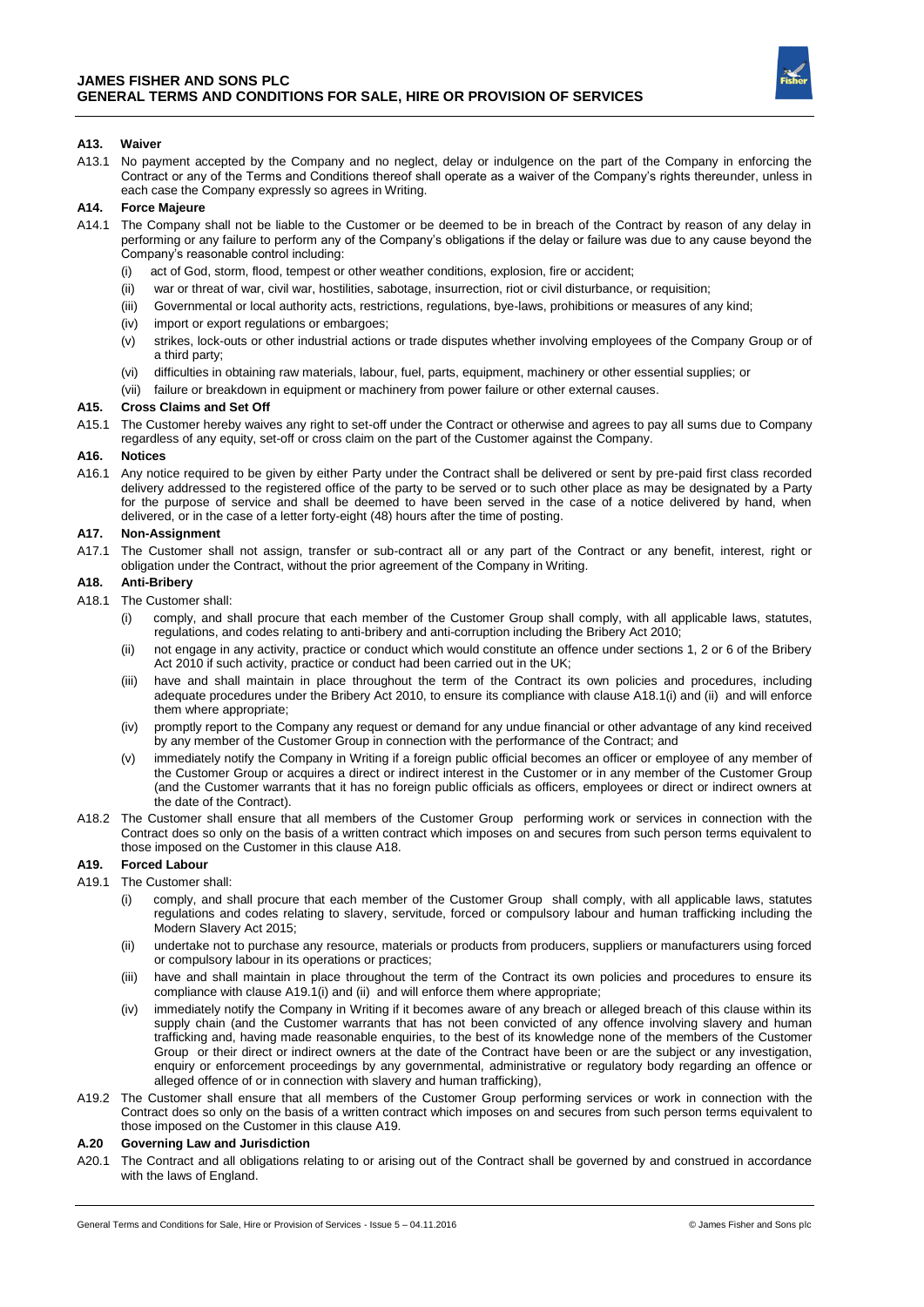### A13. Waiver

A13.1 No payment accepted by the Company and no neglect, delay or indulgence on the part of the Company in enforcing the Contract or any of the Terms and Conditions thereof shall operate as a waiver of the Company's rights thereunder, unless in each case the Company expressly so agrees in Writing.

### A14. Force Majeure

A14.1 The Company shall not be liable to the Customer or be deemed to be in breach of the Contract by reason of any delay in performing or any failure to perform any of the Company's obligations if the delay or failure was due to any cause beyond the Company's reasonable control including:

- (i) act of God, storm, flood, tempest or other weather conditions, explosion, fire or accident;
- (ii) war or threat of war, civil war, hostilities, sabotage, insurrection, riot or civil disturbance, or requisition;
- (iii) Governmental or local authority acts, restrictions, regulations, bye-laws, prohibitions or measures of any kind;
- (iv) import or export regulations or embargoes;
- (v) strikes, lock-outs or other industrial actions or trade disputes whether involving employees of the Company Group or of a third party;
- (vi) difficulties in obtaining raw materials, labour, fuel, parts, equipment, machinery or other essential supplies; or
- (vii) failure or breakdown in equipment or machinery from power failure or other external causes.

### A15. Cross Claims and Set Off

A15.1 The Customer hereby waives any right to set-off under the Contract or otherwise and agrees to pay all sums due to Company regardless of any equity, set-off or cross claim on the part of the Customer against the Company.

### A16. Notices

A16.1 Any notice required to be given by either Party under the Contract shall be delivered or sent by pre-paid first class recorded delivery addressed to the registered office of the party to be served or to such other place as may be designated by a Party for the purpose of service and shall be deemed to have been served in the case of a notice delivered by hand, when delivered, or in the case of a letter forty-eight (48) hours after the time of posting.

### A17. Non-Assignment

A17.1 The Customer shall not assign, transfer or sub-contract all or any part of the Contract or any benefit, interest, right or obligation under the Contract, without the prior agreement of the Company in Writing.

### A18. Anti-Bribery

A18.1 The Customer shall:

- (i) comply, and shall procure that each member of the Customer Group shall comply, with all applicable laws, statutes, regulations, and codes relating to anti-bribery and anti-corruption including the Bribery Act 2010;
- (ii) not engage in any activity, practice or conduct which would constitute an offence under sections 1, 2 or 6 of the Bribery Act 2010 if such activity, practice or conduct had been carried out in the UK;
- (iii) have and shall maintain in place throughout the term of the Contract its own policies and procedures, including adequate procedures under the Bribery Act 2010, to ensure its compliance with clause A18.1(i) and (ii) and will enforce them where appropriate;
- (iv) promptly report to the Company any request or demand for any undue financial or other advantage of any kind received by any member of the Customer Group in connection with the performance of the Contract; and
- (v) immediately notify the Company in Writing if a foreign public official becomes an officer or employee of any member of the Customer Group or acquires a direct or indirect interest in the Customer or in any member of the Customer Group (and the Customer warrants that it has no foreign public officials as officers, employees or direct or indirect owners at the date of the Contract).

A18.2 The Customer shall ensure that all members of the Customer Group performing work or services in connection with the Contract does so only on the basis of a written contract which imposes on and secures from such person terms equivalent to those imposed on the Customer in this clause A18.

### A19. Forced Labour

A19.1 The Customer shall:

- (i) comply, and shall procure that each member of the Customer Group shall comply, with all applicable laws, statutes regulations and codes relating to slavery, servitude, forced or compulsory labour and human trafficking including the Modern Slavery Act 2015;
- (ii) undertake not to purchase any resource, materials or products from producers, suppliers or manufacturers using forced or compulsory labour in its operations or practices;
- (iii) have and shall maintain in place throughout the term of the Contract its own policies and procedures to ensure its compliance with clause A19.1(i) and (ii) and will enforce them where appropriate;
- (iv) immediately notify the Company in Writing if it becomes aware of any breach or alleged breach of this clause within its supply chain (and the Customer warrants that has not been convicted of any offence involving slavery and human trafficking and, having made reasonable enquiries, to the best of its knowledge none of the members of the Customer Group or their direct or indirect owners at the date of the Contract have been or are the subject or any investigation, enquiry or enforcement proceedings by any governmental, administrative or regulatory body regarding an offence or alleged offence of or in connection with slavery and human trafficking),

A19.2 The Customer shall ensure that all members of the Customer Group performing services or work in connection with the Contract does so only on the basis of a written contract which imposes on and secures from such person terms equivalent to those imposed on the Customer in this clause A19.

### A.20 Governing Law and Jurisdiction

A20.1 The Contract and all obligations relating to or arising out of the Contract shall be governed by and construed in accordance with the laws of England.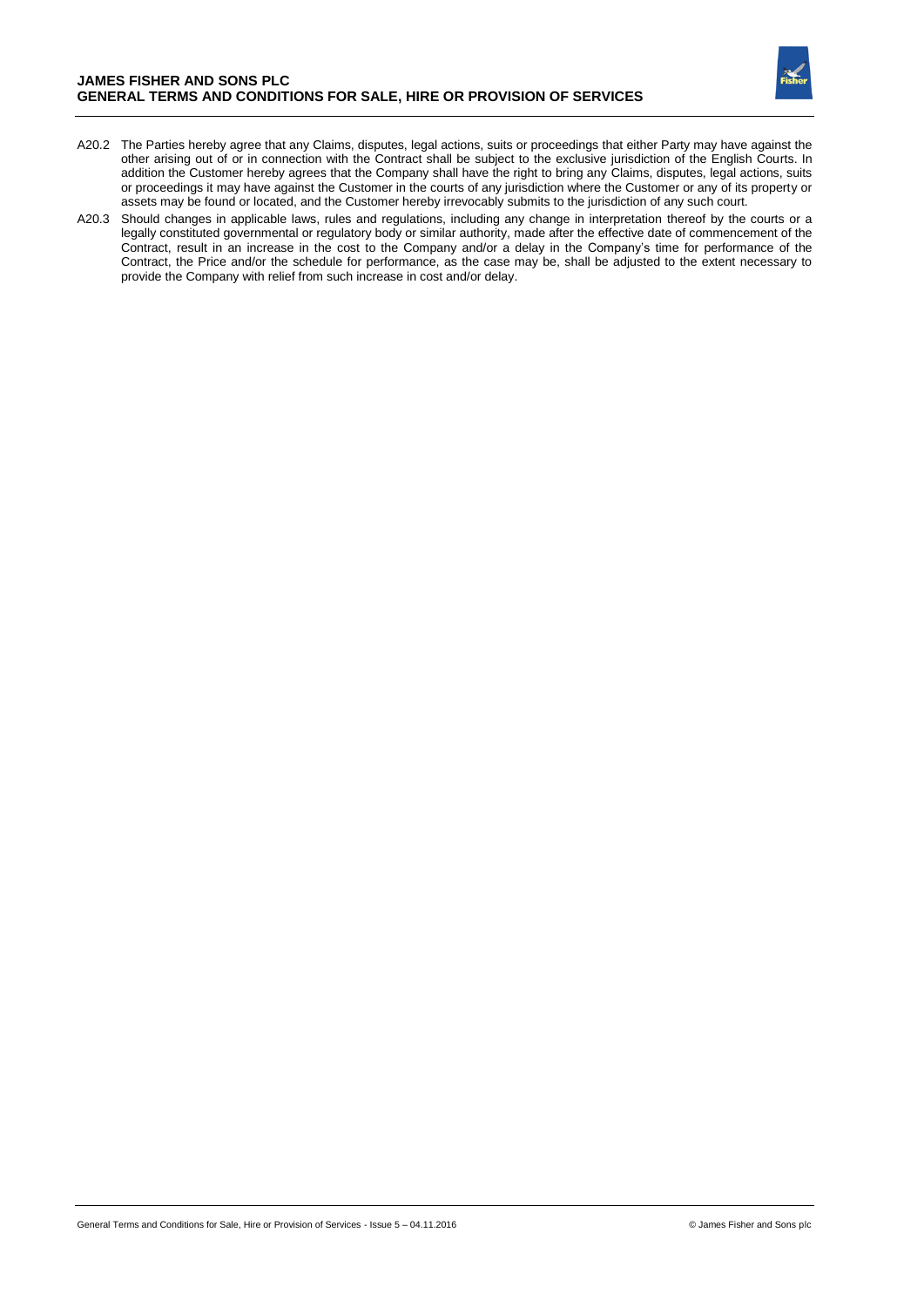A20.2 The Parties hereby agree that any Claims, disputes, legal actions, suits or proceedings that either Party may have against the other arising out of or in connection with the Contract shall be subject to the exclusive jurisdiction of the English Courts. In addition the Customer hereby agrees that the Company shall have the right to bring any Claims, disputes, legal actions, suits or proceedings it may have against the Customer in the courts of any jurisdiction where the Customer or any of its property or assets may be found or located, and the Customer hereby irrevocably submits to the jurisdiction of any such court.

A20.3 Should changes in applicable laws, rules and regulations, including any change in interpretation thereof by the courts or a legally constituted governmental or regulatory body or similar authority, made after the effective date of commencement of the Contract, result in an increase in the cost to the Company and/or a delay in the Company's time for performance of the Contract, the Price and/or the schedule for performance, as the case may be, shall be adjusted to the extent necessary to provide the Company with relief from such increase in cost and/or delay.